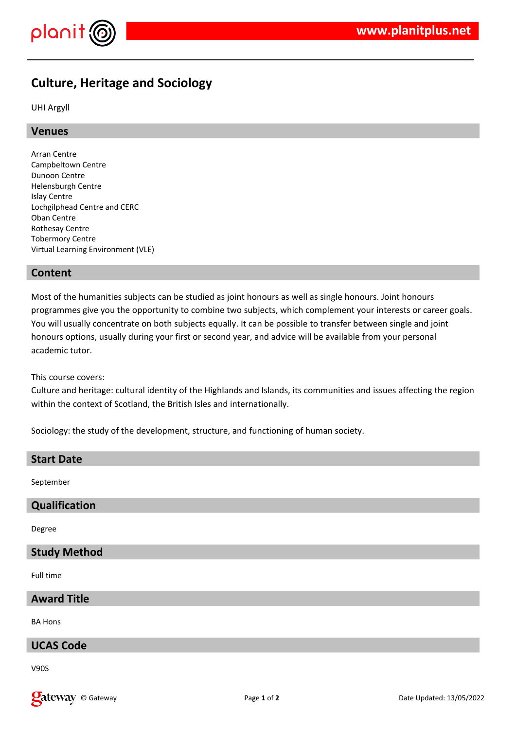# Culture, Heritage and Sociology

UHI Argyll

## Venues

Arran Centre
Campbeltown Centre
Dunoon Centre
Helensburgh Centre
Islay Centre
Lochgilphead Centre and CERC
Oban Centre
Rothesay Centre
Tobermory Centre
Virtual Learning Environment (VLE)

## Content

Most of the humanities subjects can be studied as joint honours as well as single honours. Joint honours programmes give you the opportunity to combine two subjects, which complement your interests or career goals. You will usually concentrate on both subjects equally. It can be possible to transfer between single and joint honours options, usually during your first or second year, and advice will be available from your personal academic tutor.

This course covers:
Culture and heritage: cultural identity of the Highlands and Islands, its communities and issues affecting the region within the context of Scotland, the British Isles and internationally.

Sociology: the study of the development, structure, and functioning of human society.

## Start Date

September

## Qualification

Degree

## Study Method

Full time

## Award Title

BA Hons

## UCAS Code

V90S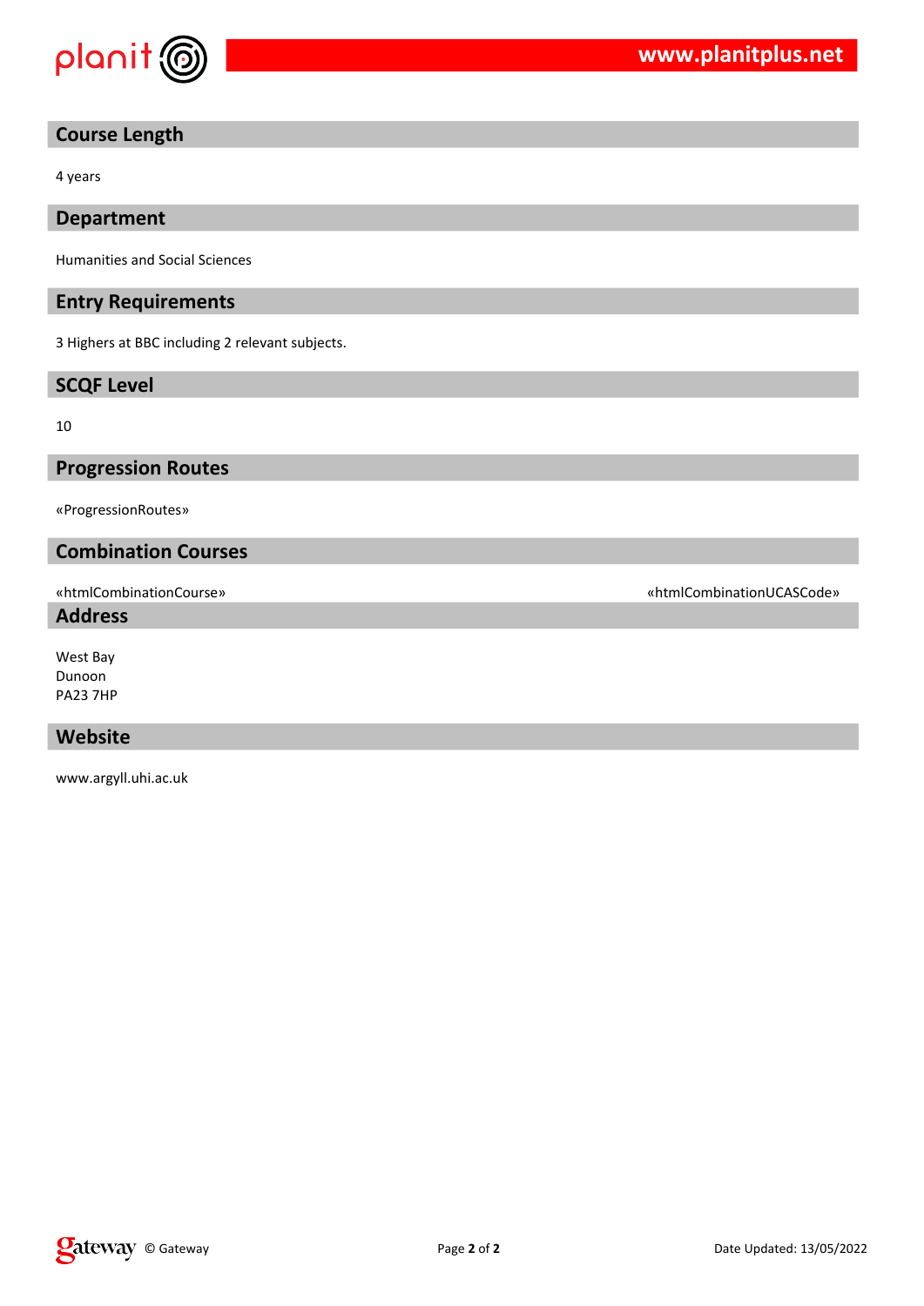## Course Length

4 years

## Department

Humanities and Social Sciences

## Entry Requirements

3 Highers at BBC including 2 relevant subjects.

## SCQF Level

10

## Progression Routes

«ProgressionRoutes»

## Combination Courses

«htmlCombinationCourse» «htmlCombinationUCASCode»

## Address

West Bay
Dunoon
PA23 7HP

## Website

www.argyll.uhi.ac.uk